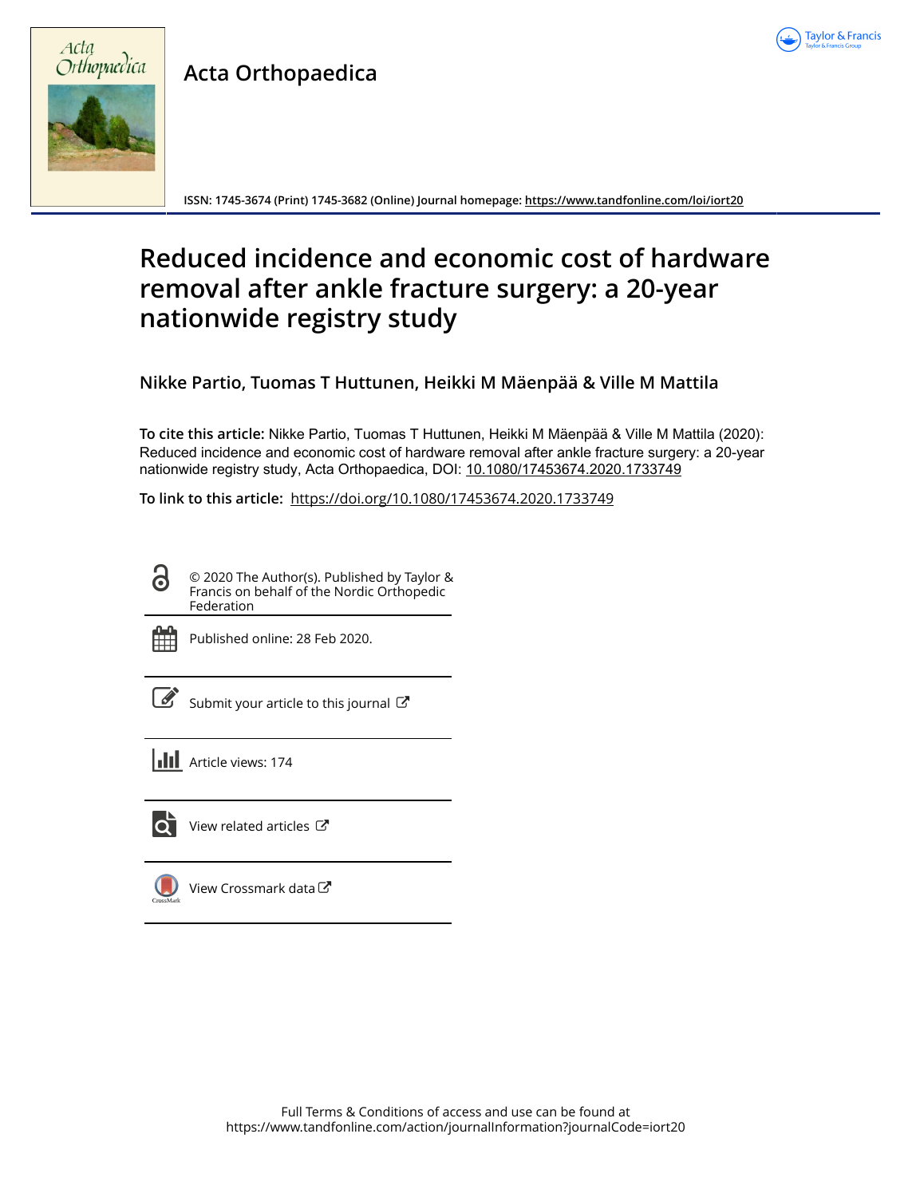Acta Orthopaedica

ISSN: 1745-3674 (Print) 1745-3682 (Online) Journal homepage: https://www.tandfonline.com/loi/iort20

# Reduced incidence and economic cost of hardware removal after ankle fracture surgery: a 20-year nationwide registry study

**Nikke Partio, Tuomas T Huttunen, Heikki M Mäenpää & Ville M Mattila**

**To cite this article:** Nikke Partio, Tuomas T Huttunen, Heikki M Mäenpää & Ville M Mattila (2020): Reduced incidence and economic cost of hardware removal after ankle fracture surgery: a 20-year nationwide registry study, Acta Orthopaedica, DOI: 10.1080/17453674.2020.1733749

**To link to this article:** https://doi.org/10.1080/17453674.2020.1733749

© 2020 The Author(s). Published by Taylor & Francis on behalf of the Nordic Orthopedic Federation

Published online: 28 Feb 2020.

Submit your article to this journal

Article views: 174

View related articles

View Crossmark data

Full Terms & Conditions of access and use can be found at https://www.tandfonline.com/action/journalInformation?journalCode=iort20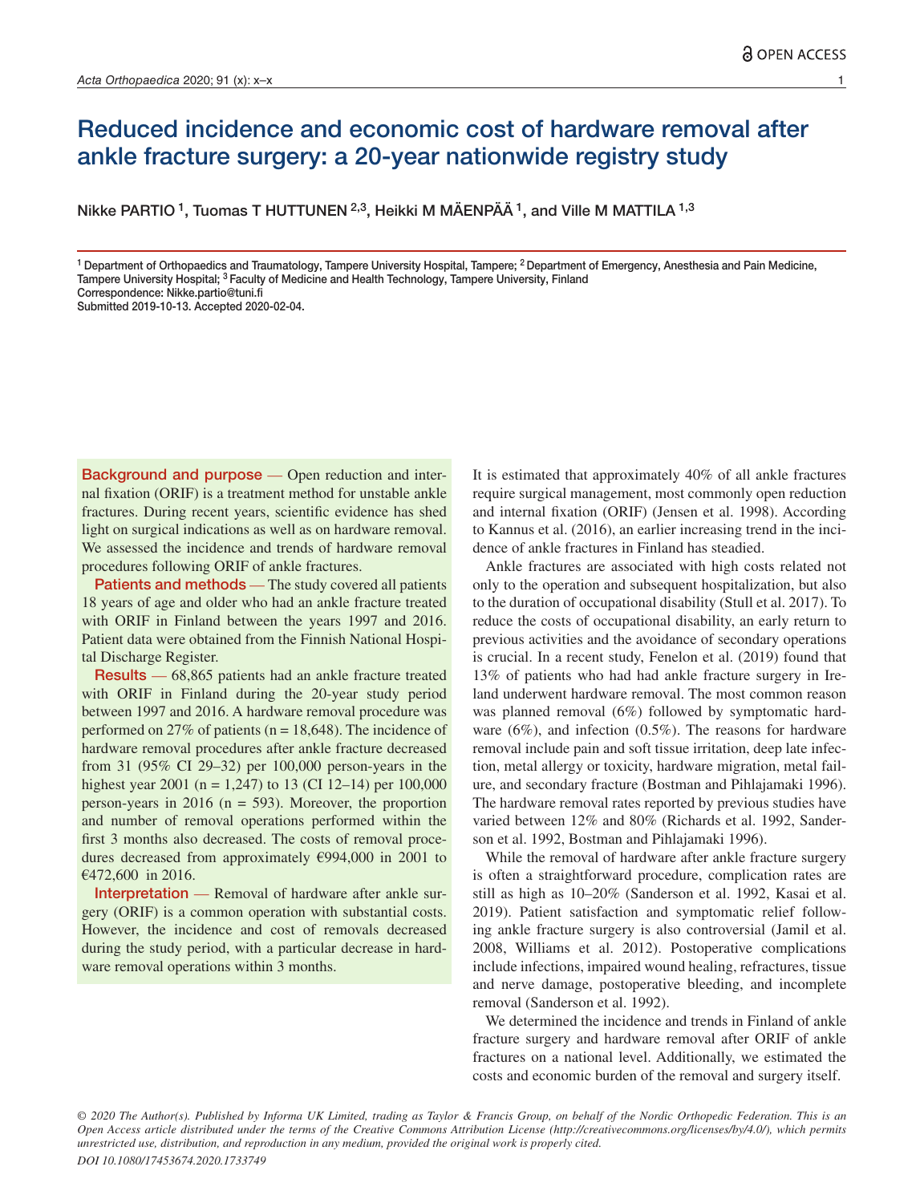# Reduced incidence and economic cost of hardware removal after ankle fracture surgery: a 20-year nationwide registry study

Nikke PARTIO [1], Tuomas T HUTTUNEN [2,3], Heikki M MÄENPÄÄ [1], and Ville M MATTILA [1,3]

[1] Department of Orthopaedics and Traumatology, Tampere University Hospital, Tampere; [2] Department of Emergency, Anesthesia and Pain Medicine, Tampere University Hospital; [3] Faculty of Medicine and Health Technology, Tampere University, Finland
Correspondence: Nikke.partio@tuni.fi
Submitted 2019-10-13. Accepted 2020-02-04.

**Background and purpose** — Open reduction and internal fixation (ORIF) is a treatment method for unstable ankle fractures. During recent years, scientific evidence has shed light on surgical indications as well as on hardware removal. We assessed the incidence and trends of hardware removal procedures following ORIF of ankle fractures.

**Patients and methods** — The study covered all patients 18 years of age and older who had an ankle fracture treated with ORIF in Finland between the years 1997 and 2016. Patient data were obtained from the Finnish National Hospital Discharge Register.

**Results** — 68,865 patients had an ankle fracture treated with ORIF in Finland during the 20-year study period between 1997 and 2016. A hardware removal procedure was performed on 27% of patients (n = 18,648). The incidence of hardware removal procedures after ankle fracture decreased from 31 (95% CI 29–32) per 100,000 person-years in the highest year 2001 (n = 1,247) to 13 (CI 12–14) per 100,000 person-years in 2016 (n = 593). Moreover, the proportion and number of removal operations performed within the first 3 months also decreased. The costs of removal procedures decreased from approximately €994,000 in 2001 to €472,600 in 2016.

**Interpretation** — Removal of hardware after ankle surgery (ORIF) is a common operation with substantial costs. However, the incidence and cost of removals decreased during the study period, with a particular decrease in hardware removal operations within 3 months.

It is estimated that approximately 40% of all ankle fractures require surgical management, most commonly open reduction and internal fixation (ORIF) (Jensen et al. 1998). According to Kannus et al. (2016), an earlier increasing trend in the incidence of ankle fractures in Finland has steadied.

Ankle fractures are associated with high costs related not only to the operation and subsequent hospitalization, but also to the duration of occupational disability (Stull et al. 2017). To reduce the costs of occupational disability, an early return to previous activities and the avoidance of secondary operations is crucial. In a recent study, Fenelon et al. (2019) found that 13% of patients who had had ankle fracture surgery in Ireland underwent hardware removal. The most common reason was planned removal (6%) followed by symptomatic hardware (6%), and infection (0.5%). The reasons for hardware removal include pain and soft tissue irritation, deep late infection, metal allergy or toxicity, hardware migration, metal failure, and secondary fracture (Bostman and Pihlajamaki 1996). The hardware removal rates reported by previous studies have varied between 12% and 80% (Richards et al. 1992, Sanderson et al. 1992, Bostman and Pihlajamaki 1996).

While the removal of hardware after ankle fracture surgery is often a straightforward procedure, complication rates are still as high as 10–20% (Sanderson et al. 1992, Kasai et al. 2019). Patient satisfaction and symptomatic relief following ankle fracture surgery is also controversial (Jamil et al. 2008, Williams et al. 2012). Postoperative complications include infections, impaired wound healing, refractures, tissue and nerve damage, postoperative bleeding, and incomplete removal (Sanderson et al. 1992).

We determined the incidence and trends in Finland of ankle fracture surgery and hardware removal after ORIF of ankle fractures on a national level. Additionally, we estimated the costs and economic burden of the removal and surgery itself.

*© 2020 The Author(s). Published by Informa UK Limited, trading as Taylor & Francis Group, on behalf of the Nordic Orthopedic Federation. This is an Open Access article distributed under the terms of the Creative Commons Attribution License (http://creativecommons.org/licenses/by/4.0/), which permits unrestricted use, distribution, and reproduction in any medium, provided the original work is properly cited.*
*DOI 10.1080/17453674.2020.1733749*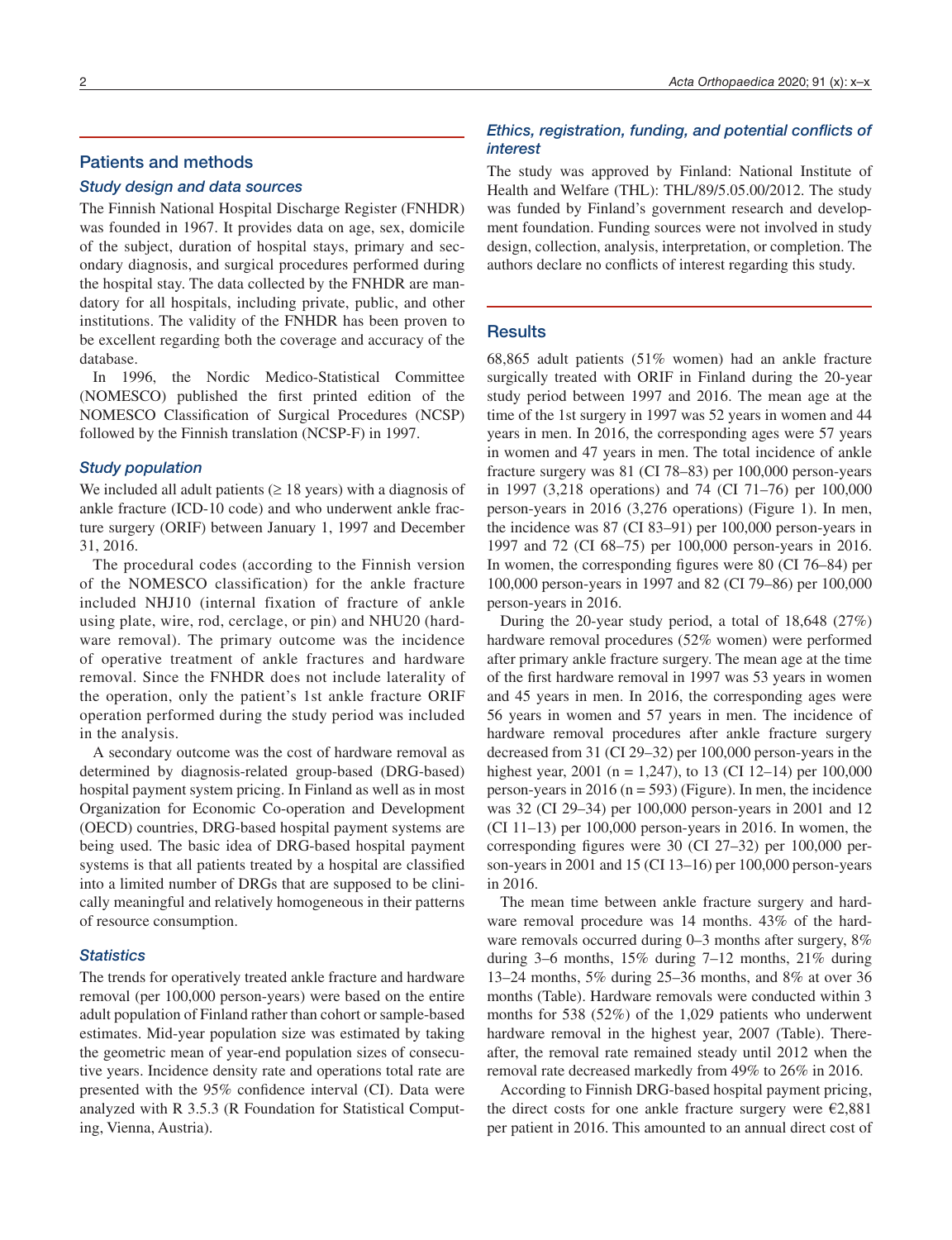## Patients and methods

### Study design and data sources

The Finnish National Hospital Discharge Register (FNHDR) was founded in 1967. It provides data on age, sex, domicile of the subject, duration of hospital stays, primary and secondary diagnosis, and surgical procedures performed during the hospital stay. The data collected by the FNHDR are mandatory for all hospitals, including private, public, and other institutions. The validity of the FNHDR has been proven to be excellent regarding both the coverage and accuracy of the database.

In 1996, the Nordic Medico-Statistical Committee (NOMESCO) published the first printed edition of the NOMESCO Classification of Surgical Procedures (NCSP) followed by the Finnish translation (NCSP-F) in 1997.

### Study population

We included all adult patients (≥ 18 years) with a diagnosis of ankle fracture (ICD-10 code) and who underwent ankle fracture surgery (ORIF) between January 1, 1997 and December 31, 2016.

The procedural codes (according to the Finnish version of the NOMESCO classification) for the ankle fracture included NHJ10 (internal fixation of fracture of ankle using plate, wire, rod, cerclage, or pin) and NHU20 (hardware removal). The primary outcome was the incidence of operative treatment of ankle fractures and hardware removal. Since the FNHDR does not include laterality of the operation, only the patient's 1st ankle fracture ORIF operation performed during the study period was included in the analysis.

A secondary outcome was the cost of hardware removal as determined by diagnosis-related group-based (DRG-based) hospital payment system pricing. In Finland as well as in most Organization for Economic Co-operation and Development (OECD) countries, DRG-based hospital payment systems are being used. The basic idea of DRG-based hospital payment systems is that all patients treated by a hospital are classified into a limited number of DRGs that are supposed to be clinically meaningful and relatively homogeneous in their patterns of resource consumption.

### Statistics

The trends for operatively treated ankle fracture and hardware removal (per 100,000 person-years) were based on the entire adult population of Finland rather than cohort or sample-based estimates. Mid-year population size was estimated by taking the geometric mean of year-end population sizes of consecutive years. Incidence density rate and operations total rate are presented with the 95% confidence interval (CI). Data were analyzed with R 3.5.3 (R Foundation for Statistical Computing, Vienna, Austria).

### Ethics, registration, funding, and potential conflicts of interest

The study was approved by Finland: National Institute of Health and Welfare (THL): THL/89/5.05.00/2012. The study was funded by Finland's government research and development foundation. Funding sources were not involved in study design, collection, analysis, interpretation, or completion. The authors declare no conflicts of interest regarding this study.

## Results

68,865 adult patients (51% women) had an ankle fracture surgically treated with ORIF in Finland during the 20-year study period between 1997 and 2016. The mean age at the time of the 1st surgery in 1997 was 52 years in women and 44 years in men. In 2016, the corresponding ages were 57 years in women and 47 years in men. The total incidence of ankle fracture surgery was 81 (CI 78–83) per 100,000 person-years in 1997 (3,218 operations) and 74 (CI 71–76) per 100,000 person-years in 2016 (3,276 operations) (Figure 1). In men, the incidence was 87 (CI 83–91) per 100,000 person-years in 1997 and 72 (CI 68–75) per 100,000 person-years in 2016. In women, the corresponding figures were 80 (CI 76–84) per 100,000 person-years in 1997 and 82 (CI 79–86) per 100,000 person-years in 2016.

During the 20-year study period, a total of 18,648 (27%) hardware removal procedures (52% women) were performed after primary ankle fracture surgery. The mean age at the time of the first hardware removal in 1997 was 53 years in women and 45 years in men. In 2016, the corresponding ages were 56 years in women and 57 years in men. The incidence of hardware removal procedures after ankle fracture surgery decreased from 31 (CI 29–32) per 100,000 person-years in the highest year, 2001 (n = 1,247), to 13 (CI 12–14) per 100,000 person-years in 2016 (n = 593) (Figure). In men, the incidence was 32 (CI 29–34) per 100,000 person-years in 2001 and 12 (CI 11–13) per 100,000 person-years in 2016. In women, the corresponding figures were 30 (CI 27–32) per 100,000 person-years in 2001 and 15 (CI 13–16) per 100,000 person-years in 2016.

The mean time between ankle fracture surgery and hardware removal procedure was 14 months. 43% of the hardware removals occurred during 0–3 months after surgery, 8% during 3–6 months, 15% during 7–12 months, 21% during 13–24 months, 5% during 25–36 months, and 8% at over 36 months (Table). Hardware removals were conducted within 3 months for 538 (52%) of the 1,029 patients who underwent hardware removal in the highest year, 2007 (Table). Thereafter, the removal rate remained steady until 2012 when the removal rate decreased markedly from 49% to 26% in 2016.

According to Finnish DRG-based hospital payment pricing, the direct costs for one ankle fracture surgery were €2,881 per patient in 2016. This amounted to an annual direct cost of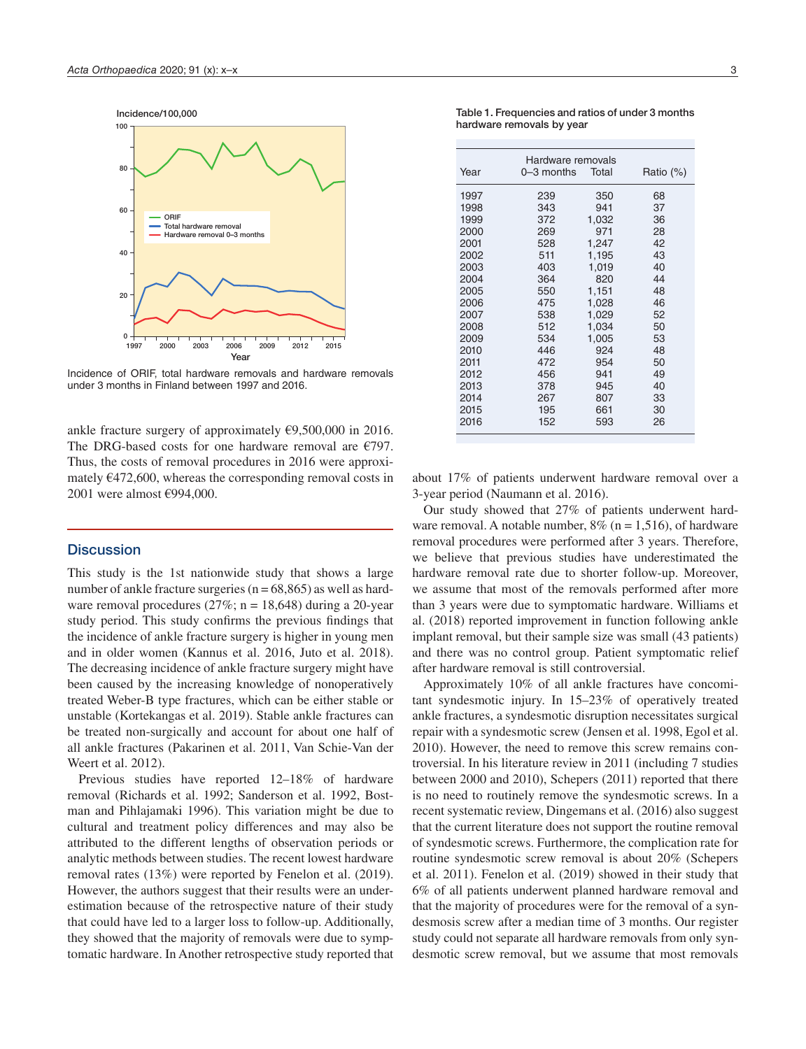Incidence of ORIF, total hardware removals and hardware removals under 3 months in Finland between 1997 and 2016.

Table 1. Frequencies and ratios of under 3 months hardware removals by year

| Year | Hardware removals 0–3 months | Total | Ratio (%) |
|---|---|---|---|
| 1997 | 239 | 350 | 68 |
| 1998 | 343 | 941 | 37 |
| 1999 | 372 | 1,032 | 36 |
| 2000 | 269 | 971 | 28 |
| 2001 | 528 | 1,247 | 42 |
| 2002 | 511 | 1,195 | 43 |
| 2003 | 403 | 1,019 | 40 |
| 2004 | 364 | 820 | 44 |
| 2005 | 550 | 1,151 | 48 |
| 2006 | 475 | 1,028 | 46 |
| 2007 | 538 | 1,029 | 52 |
| 2008 | 512 | 1,034 | 50 |
| 2009 | 534 | 1,005 | 53 |
| 2010 | 446 | 924 | 48 |
| 2011 | 472 | 954 | 50 |
| 2012 | 456 | 941 | 49 |
| 2013 | 378 | 945 | 40 |
| 2014 | 267 | 807 | 33 |
| 2015 | 195 | 661 | 30 |
| 2016 | 152 | 593 | 26 |

ankle fracture surgery of approximately €9,500,000 in 2016. The DRG-based costs for one hardware removal are €797. Thus, the costs of removal procedures in 2016 were approximately €472,600, whereas the corresponding removal costs in 2001 were almost €994,000.

## Discussion

This study is the 1st nationwide study that shows a large number of ankle fracture surgeries (n = 68,865) as well as hardware removal procedures (27%; n = 18,648) during a 20-year study period. This study confirms the previous findings that the incidence of ankle fracture surgery is higher in young men and in older women (Kannus et al. 2016, Juto et al. 2018). The decreasing incidence of ankle fracture surgery might have been caused by the increasing knowledge of nonoperatively treated Weber-B type fractures, which can be either stable or unstable (Kortekangas et al. 2019). Stable ankle fractures can be treated non-surgically and account for about one half of all ankle fractures (Pakarinen et al. 2011, Van Schie-Van der Weert et al. 2012).

Previous studies have reported 12–18% of hardware removal (Richards et al. 1992; Sanderson et al. 1992, Bostman and Pihlajamaki 1996). This variation might be due to cultural and treatment policy differences and may also be attributed to the different lengths of observation periods or analytic methods between studies. The recent lowest hardware removal rates (13%) were reported by Fenelon et al. (2019). However, the authors suggest that their results were an underestimation because of the retrospective nature of their study that could have led to a larger loss to follow-up. Additionally, they showed that the majority of removals were due to symptomatic hardware. In Another retrospective study reported that about 17% of patients underwent hardware removal over a 3-year period (Naumann et al. 2016).

Our study showed that 27% of patients underwent hardware removal. A notable number, 8% (n = 1,516), of hardware removal procedures were performed after 3 years. Therefore, we believe that previous studies have underestimated the hardware removal rate due to shorter follow-up. Moreover, we assume that most of the removals performed after more than 3 years were due to symptomatic hardware. Williams et al. (2018) reported improvement in function following ankle implant removal, but their sample size was small (43 patients) and there was no control group. Patient symptomatic relief after hardware removal is still controversial.

Approximately 10% of all ankle fractures have concomitant syndesmotic injury. In 15–23% of operatively treated ankle fractures, a syndesmotic disruption necessitates surgical repair with a syndesmotic screw (Jensen et al. 1998, Egol et al. 2010). However, the need to remove this screw remains controversial. In his literature review in 2011 (including 7 studies between 2000 and 2010), Schepers (2011) reported that there is no need to routinely remove the syndesmotic screws. In a recent systematic review, Dingemans et al. (2016) also suggest that the current literature does not support the routine removal of syndesmotic screws. Furthermore, the complication rate for routine syndesmotic screw removal is about 20% (Schepers et al. 2011). Fenelon et al. (2019) showed in their study that 6% of all patients underwent planned hardware removal and that the majority of procedures were for the removal of a syndesmosis screw after a median time of 3 months. Our register study could not separate all hardware removals from only syndesmotic screw removal, but we assume that most removals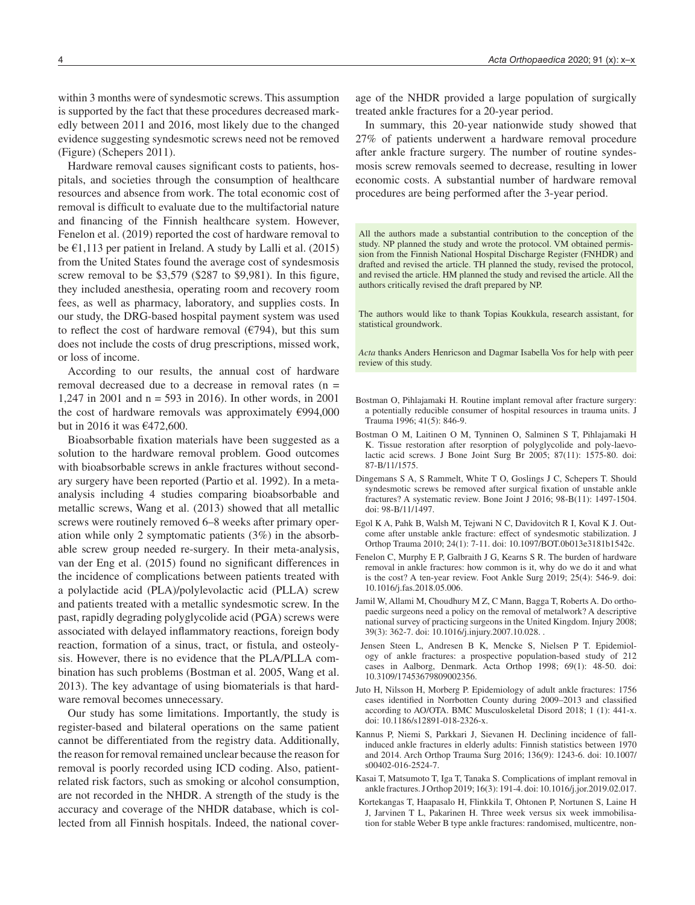within 3 months were of syndesmotic screws. This assumption is supported by the fact that these procedures decreased markedly between 2011 and 2016, most likely due to the changed evidence suggesting syndesmotic screws need not be removed (Figure) (Schepers 2011).

Hardware removal causes significant costs to patients, hospitals, and societies through the consumption of healthcare resources and absence from work. The total economic cost of removal is difficult to evaluate due to the multifactorial nature and financing of the Finnish healthcare system. However, Fenelon et al. (2019) reported the cost of hardware removal to be €1,113 per patient in Ireland. A study by Lalli et al. (2015) from the United States found the average cost of syndesmosis screw removal to be $3,579 ($287 to $9,981). In this figure, they included anesthesia, operating room and recovery room fees, as well as pharmacy, laboratory, and supplies costs. In our study, the DRG-based hospital payment system was used to reflect the cost of hardware removal (€794), but this sum does not include the costs of drug prescriptions, missed work, or loss of income.

According to our results, the annual cost of hardware removal decreased due to a decrease in removal rates (n = 1,247 in 2001 and n = 593 in 2016). In other words, in 2001 the cost of hardware removals was approximately €994,000 but in 2016 it was €472,600.

Bioabsorbable fixation materials have been suggested as a solution to the hardware removal problem. Good outcomes with bioabsorbable screws in ankle fractures without secondary surgery have been reported (Partio et al. 1992). In a meta-analysis including 4 studies comparing bioabsorbable and metallic screws, Wang et al. (2013) showed that all metallic screws were routinely removed 6–8 weeks after primary operation while only 2 symptomatic patients (3%) in the absorbable screw group needed re-surgery. In their meta-analysis, van der Eng et al. (2015) found no significant differences in the incidence of complications between patients treated with a polylactide acid (PLA)/polylevolactic acid (PLLA) screw and patients treated with a metallic syndesmotic screw. In the past, rapidly degrading polyglycolide acid (PGA) screws were associated with delayed inflammatory reactions, foreign body reaction, formation of a sinus, tract, or fistula, and osteolysis. However, there is no evidence that the PLA/PLLA combination has such problems (Bostman et al. 2005, Wang et al. 2013). The key advantage of using biomaterials is that hardware removal becomes unnecessary.

Our study has some limitations. Importantly, the study is register-based and bilateral operations on the same patient cannot be differentiated from the registry data. Additionally, the reason for removal remained unclear because the reason for removal is poorly recorded using ICD coding. Also, patient-related risk factors, such as smoking or alcohol consumption, are not recorded in the NHDR. A strength of the study is the accuracy and coverage of the NHDR database, which is collected from all Finnish hospitals. Indeed, the national coverage of the NHDR provided a large population of surgically treated ankle fractures for a 20-year period.

In summary, this 20-year nationwide study showed that 27% of patients underwent a hardware removal procedure after ankle fracture surgery. The number of routine syndesmosis screw removals seemed to decrease, resulting in lower economic costs. A substantial number of hardware removal procedures are being performed after the 3-year period.

All the authors made a substantial contribution to the conception of the study. NP planned the study and wrote the protocol. VM obtained permission from the Finnish National Hospital Discharge Register (FNHDR) and drafted and revised the article. TH planned the study, revised the protocol, and revised the article. HM planned the study and revised the article. All the authors critically revised the draft prepared by NP.

The authors would like to thank Topias Koukkula, research assistant, for statistical groundwork.

*Acta* thanks Anders Henricson and Dagmar Isabella Vos for help with peer review of this study.

Bostman O, Pihlajamaki H. Routine implant removal after fracture surgery: a potentially reducible consumer of hospital resources in trauma units. J Trauma 1996; 41(5): 846-9.

Bostman O M, Laitinen O M, Tynninen O, Salminen S T, Pihlajamaki H K. Tissue restoration after resorption of polyglycolide and poly-laevolactic acid screws. J Bone Joint Surg Br 2005; 87(11): 1575-80. doi: 87-B/11/1575.

Dingemans S A, S Rammelt, White T O, Goslings J C, Schepers T. Should syndesmotic screws be removed after surgical fixation of unstable ankle fractures? A systematic review. Bone Joint J 2016; 98-B(11): 1497-1504. doi: 98-B/11/1497.

Egol K A, Pahk B, Walsh M, Tejwani N C, Davidovitch R I, Koval K J. Outcome after unstable ankle fracture: effect of syndesmotic stabilization. J Orthop Trauma 2010; 24(1): 7-11. doi: 10.1097/BOT.0b013e3181b1542c.

Fenelon C, Murphy E P, Galbraith J G, Kearns S R. The burden of hardware removal in ankle fractures: how common is it, why do we do it and what is the cost? A ten-year review. Foot Ankle Surg 2019; 25(4): 546-9. doi: 10.1016/j.fas.2018.05.006.

Jamil W, Allami M, Choudhury M Z, C Mann, Bagga T, Roberts A. Do orthopaedic surgeons need a policy on the removal of metalwork? A descriptive national survey of practicing surgeons in the United Kingdom. Injury 2008; 39(3): 362-7. doi: 10.1016/j.injury.2007.10.028. .

Jensen Steen L, Andresen B K, Mencke S, Nielsen P T. Epidemiology of ankle fractures: a prospective population-based study of 212 cases in Aalborg, Denmark. Acta Orthop 1998; 69(1): 48-50. doi: 10.3109/17453679809002356.

Juto H, Nilsson H, Morberg P. Epidemiology of adult ankle fractures: 1756 cases identified in Norrbotten County during 2009–2013 and classified according to AO/OTA. BMC Musculoskeletal Disord 2018; 1 (1): 441-x. doi: 10.1186/s12891-018-2326-x.

Kannus P, Niemi S, Parkkari J, Sievanen H. Declining incidence of fall-induced ankle fractures in elderly adults: Finnish statistics between 1970 and 2014. Arch Orthop Trauma Surg 2016; 136(9): 1243-6. doi: 10.1007/s00402-016-2524-7.

Kasai T, Matsumoto T, Iga T, Tanaka S. Complications of implant removal in ankle fractures. J Orthop 2019; 16(3): 191-4. doi: 10.1016/j.jor.2019.02.017.

Kortekangas T, Haapasalo H, Flinkkila T, Ohtonen P, Nortunen S, Laine H J, Jarvinen T L, Pakarinen H. Three week versus six week immobilisation for stable Weber B type ankle fractures: randomised, multicentre, non-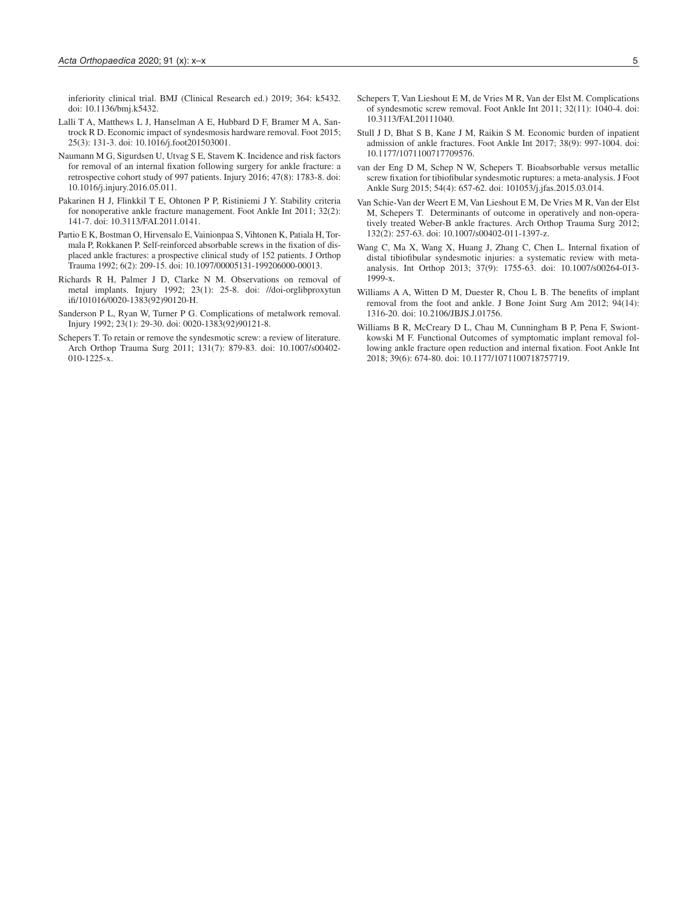inferiority clinical trial. BMJ (Clinical Research ed.) 2019; 364: k5432. doi: 10.1136/bmj.k5432.

Lalli T A, Matthews L J, Hanselman A E, Hubbard D F, Bramer M A, Santrock R D. Economic impact of syndesmosis hardware removal. Foot 2015; 25(3): 131-3. doi: 10.1016/j.foot201503001.

Naumann M G, Sigurdsen U, Utvag S E, Stavem K. Incidence and risk factors for removal of an internal fixation following surgery for ankle fracture: a retrospective cohort study of 997 patients. Injury 2016; 47(8): 1783-8. doi: 10.1016/j.injury.2016.05.011.

Pakarinen H J, Flinkkil T E, Ohtonen P P, Ristiniemi J Y. Stability criteria for nonoperative ankle fracture management. Foot Ankle Int 2011; 32(2): 141-7. doi: 10.3113/FAI.2011.0141.

Partio E K, Bostman O, Hirvensalo E, Vainionpaa S, Vihtonen K, Patiala H, Tormala P, Rokkanen P. Self-reinforced absorbable screws in the fixation of displaced ankle fractures: a prospective clinical study of 152 patients. J Orthop Trauma 1992; 6(2): 209-15. doi: 10.1097/00005131-199206000-00013.

Richards R H, Palmer J D, Clarke N M. Observations on removal of metal implants. Injury 1992; 23(1): 25-8. doi: //doi-orglibproxytun ifi/101016/0020-1383(92)90120-H.

Sanderson P L, Ryan W, Turner P G. Complications of metalwork removal. Injury 1992; 23(1): 29-30. doi: 0020-1383(92)90121-8.

Schepers T. To retain or remove the syndesmotic screw: a review of literature. Arch Orthop Trauma Surg 2011; 131(7): 879-83. doi: 10.1007/s00402-010-1225-x.

Schepers T, Van Lieshout E M, de Vries M R, Van der Elst M. Complications of syndesmotic screw removal. Foot Ankle Int 2011; 32(11): 1040-4. doi: 10.3113/FAI.20111040.

Stull J D, Bhat S B, Kane J M, Raikin S M. Economic burden of inpatient admission of ankle fractures. Foot Ankle Int 2017; 38(9): 997-1004. doi: 10.1177/1071100717709576.

van der Eng D M, Schep N W, Schepers T. Bioabsorbable versus metallic screw fixation for tibiofibular syndesmotic ruptures: a meta-analysis. J Foot Ankle Surg 2015; 54(4): 657-62. doi: 101053/j.jfas.2015.03.014.

Van Schie-Van der Weert E M, Van Lieshout E M, De Vries M R, Van der Elst M, Schepers T. Determinants of outcome in operatively and non-operatively treated Weber-B ankle fractures. Arch Orthop Trauma Surg 2012; 132(2): 257-63. doi: 10.1007/s00402-011-1397-z.

Wang C, Ma X, Wang X, Huang J, Zhang C, Chen L. Internal fixation of distal tibiofibular syndesmotic injuries: a systematic review with meta-analysis. Int Orthop 2013; 37(9): 1755-63. doi: 10.1007/s00264-013-1999-x.

Williams A A, Witten D M, Duester R, Chou L B. The benefits of implant removal from the foot and ankle. J Bone Joint Surg Am 2012; 94(14): 1316-20. doi: 10.2106/JBJS.J.01756.

Williams B R, McCreary D L, Chau M, Cunningham B P, Pena F, Swiontkowski M F. Functional Outcomes of symptomatic implant removal following ankle fracture open reduction and internal fixation. Foot Ankle Int 2018; 39(6): 674-80. doi: 10.1177/1071100718757719.